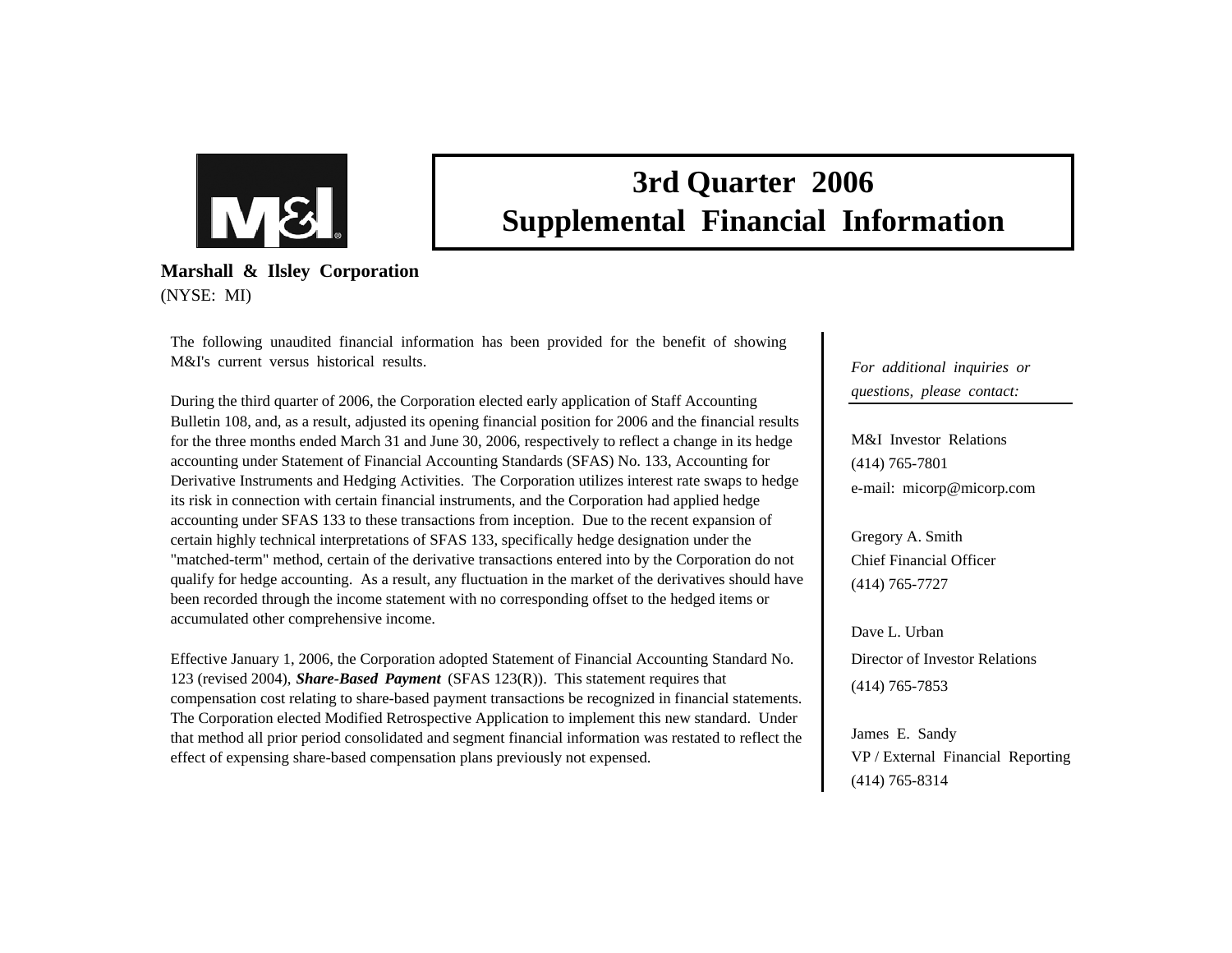# 3rd Quarter 2006
# Supplemental Financial Information

**Marshall & Ilsley Corporation**
(NYSE: MI)

The following unaudited financial information has been provided for the benefit of showing M&I's current versus historical results.

During the third quarter of 2006, the Corporation elected early application of Staff Accounting Bulletin 108, and, as a result, adjusted its opening financial position for 2006 and the financial results for the three months ended March 31 and June 30, 2006, respectively to reflect a change in its hedge accounting under Statement of Financial Accounting Standards (SFAS) No. 133, Accounting for Derivative Instruments and Hedging Activities. The Corporation utilizes interest rate swaps to hedge its risk in connection with certain financial instruments, and the Corporation had applied hedge accounting under SFAS 133 to these transactions from inception. Due to the recent expansion of certain highly technical interpretations of SFAS 133, specifically hedge designation under the "matched-term" method, certain of the derivative transactions entered into by the Corporation do not qualify for hedge accounting. As a result, any fluctuation in the market of the derivatives should have been recorded through the income statement with no corresponding offset to the hedged items or accumulated other comprehensive income.

Effective January 1, 2006, the Corporation adopted Statement of Financial Accounting Standard No. 123 (revised 2004), ***Share-Based Payment*** (SFAS 123(R)). This statement requires that compensation cost relating to share-based payment transactions be recognized in financial statements. The Corporation elected Modified Retrospective Application to implement this new standard. Under that method all prior period consolidated and segment financial information was restated to reflect the effect of expensing share-based compensation plans previously not expensed.

*For additional inquiries or questions, please contact:*

M&I Investor Relations
(414) 765-7801
e-mail: micorp@micorp.com

Gregory A. Smith
Chief Financial Officer
(414) 765-7727

Dave L. Urban
Director of Investor Relations
(414) 765-7853

James E. Sandy
VP / External Financial Reporting
(414) 765-8314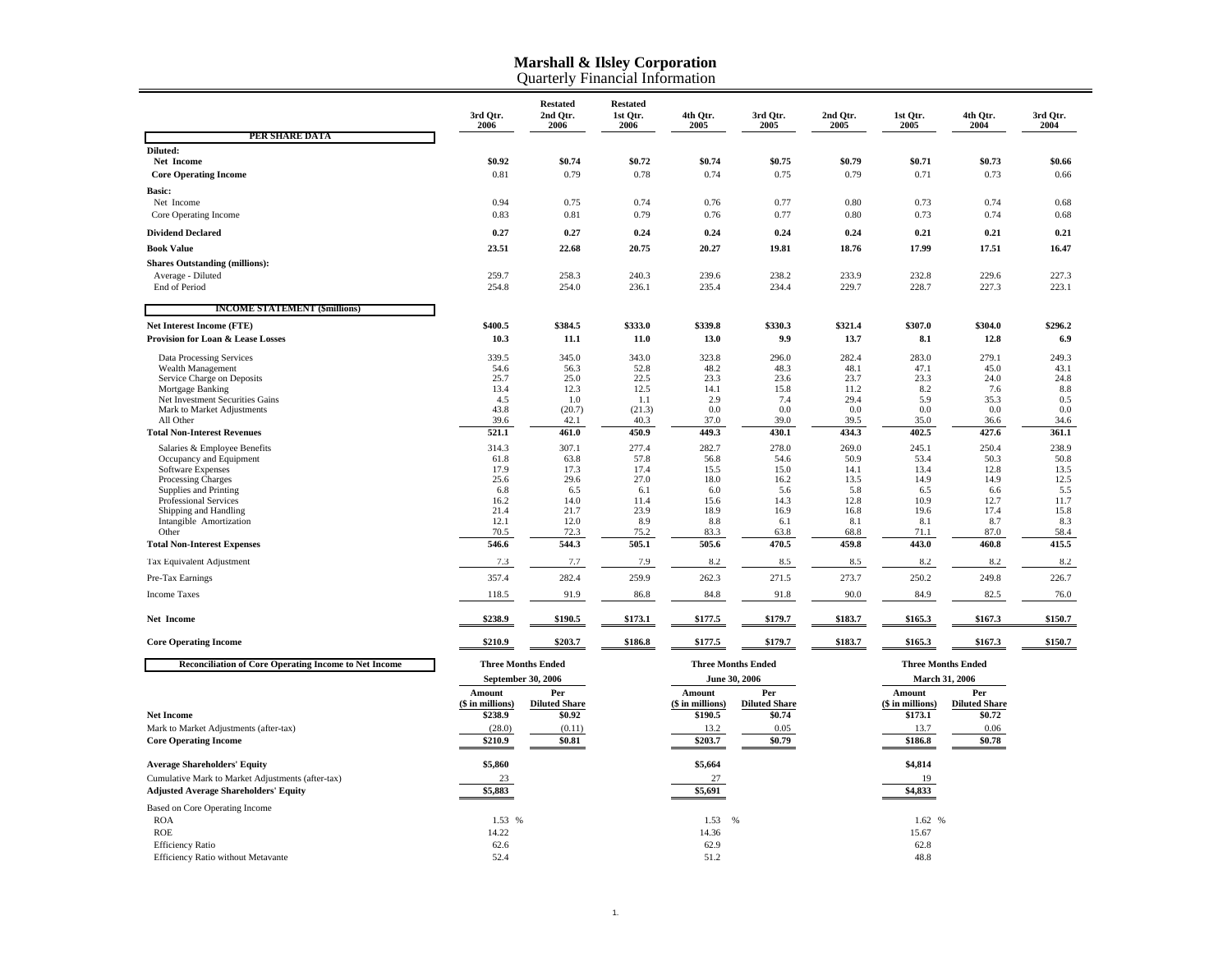# Marshall & Ilsley Corporation

## Quarterly Financial Information

| PER SHARE DATA | 3rd Qtr. 2006 | Restated 2nd Qtr. 2006 | Restated 1st Qtr. 2006 | 4th Qtr. 2005 | 3rd Qtr. 2005 | 2nd Qtr. 2005 | 1st Qtr. 2005 | 4th Qtr. 2004 | 3rd Qtr. 2004 |
|---|---|---|---|---|---|---|---|---|---|
| **Diluted:** | | | | | | | | | |
| **Net Income** | **$0.92** | **$0.74** | **$0.72** | **$0.74** | **$0.75** | **$0.79** | **$0.71** | **$0.73** | **$0.66** |
| **Core Operating Income** | 0.81 | 0.79 | 0.78 | 0.74 | 0.75 | 0.79 | 0.71 | 0.73 | 0.66 |
| **Basic:** | | | | | | | | | |
| Net Income | 0.94 | 0.75 | 0.74 | 0.76 | 0.77 | 0.80 | 0.73 | 0.74 | 0.68 |
| Core Operating Income | 0.83 | 0.81 | 0.79 | 0.76 | 0.77 | 0.80 | 0.73 | 0.74 | 0.68 |
| **Dividend Declared** | **0.27** | **0.27** | **0.24** | **0.24** | **0.24** | **0.24** | **0.21** | **0.21** | **0.21** |
| **Book Value** | **23.51** | **22.68** | **20.75** | **20.27** | **19.81** | **18.76** | **17.99** | **17.51** | **16.47** |
| **Shares Outstanding (millions):** | | | | | | | | | |
| Average - Diluted | 259.7 | 258.3 | 240.3 | 239.6 | 238.2 | 233.9 | 232.8 | 229.6 | 227.3 |
| End of Period | 254.8 | 254.0 | 236.1 | 235.4 | 234.4 | 229.7 | 228.7 | 227.3 | 223.1 |
| **INCOME STATEMENT ($millions)** | | | | | | | | | |
| **Net Interest Income (FTE)** | **$400.5** | **$384.5** | **$333.0** | **$339.8** | **$330.3** | **$321.4** | **$307.0** | **$304.0** | **$296.2** |
| **Provision for Loan & Lease Losses** | **10.3** | **11.1** | **11.0** | **13.0** | **9.9** | **13.7** | **8.1** | **12.8** | **6.9** |
| Data Processing Services | 339.5 | 345.0 | 343.0 | 323.8 | 296.0 | 282.4 | 283.0 | 279.1 | 249.3 |
| Wealth Management | 54.6 | 56.3 | 52.8 | 48.2 | 48.3 | 48.1 | 47.1 | 45.0 | 43.1 |
| Service Charge on Deposits | 25.7 | 25.0 | 22.5 | 23.3 | 23.6 | 23.7 | 23.3 | 24.0 | 24.8 |
| Mortgage Banking | 13.4 | 12.3 | 12.5 | 14.1 | 15.8 | 11.2 | 8.2 | 7.6 | 8.8 |
| Net Investment Securities Gains | 4.5 | 1.0 | 1.1 | 2.9 | 7.4 | 29.4 | 5.9 | 35.3 | 0.5 |
| Mark to Market Adjustments | 43.8 | (20.7) | (21.3) | 0.0 | 0.0 | 0.0 | 0.0 | 0.0 | 0.0 |
| All Other | 39.6 | 42.1 | 40.3 | 37.0 | 39.0 | 39.5 | 35.0 | 36.6 | 34.6 |
| **Total Non-Interest Revenues** | **521.1** | **461.0** | **450.9** | **449.3** | **430.1** | **434.3** | **402.5** | **427.6** | **361.1** |
| Salaries & Employee Benefits | 314.3 | 307.1 | 277.4 | 282.7 | 278.0 | 269.0 | 245.1 | 250.4 | 238.9 |
| Occupancy and Equipment | 61.8 | 63.8 | 57.8 | 56.8 | 54.6 | 50.9 | 53.4 | 50.3 | 50.8 |
| Software Expenses | 17.9 | 17.3 | 17.4 | 15.5 | 15.0 | 14.1 | 13.4 | 12.8 | 13.5 |
| Processing Charges | 25.6 | 29.6 | 27.0 | 18.0 | 16.2 | 13.5 | 14.9 | 14.9 | 12.5 |
| Supplies and Printing | 6.8 | 6.5 | 6.1 | 6.0 | 5.6 | 5.8 | 6.5 | 6.6 | 5.5 |
| Professional Services | 16.2 | 14.0 | 11.4 | 15.6 | 14.3 | 12.8 | 10.9 | 12.7 | 11.7 |
| Shipping and Handling | 21.4 | 21.7 | 23.9 | 18.9 | 16.9 | 16.8 | 19.6 | 17.4 | 15.8 |
| Intangible Amortization | 12.1 | 12.0 | 8.9 | 8.8 | 6.1 | 8.1 | 8.1 | 8.7 | 8.3 |
| Other | 70.5 | 72.3 | 75.2 | 83.3 | 63.8 | 68.8 | 71.1 | 87.0 | 58.4 |
| **Total Non-Interest Expenses** | **546.6** | **544.3** | **505.1** | **505.6** | **470.5** | **459.8** | **443.0** | **460.8** | **415.5** |
| Tax Equivalent Adjustment | 7.3 | 7.7 | 7.9 | 8.2 | 8.5 | 8.5 | 8.2 | 8.2 | 8.2 |
| Pre-Tax Earnings | 357.4 | 282.4 | 259.9 | 262.3 | 271.5 | 273.7 | 250.2 | 249.8 | 226.7 |
| Income Taxes | 118.5 | 91.9 | 86.8 | 84.8 | 91.8 | 90.0 | 84.9 | 82.5 | 76.0 |
| **Net Income** | **$238.9** | **$190.5** | **$173.1** | **$177.5** | **$179.7** | **$183.7** | **$165.3** | **$167.3** | **$150.7** |
| **Core Operating Income** | **$210.9** | **$203.7** | **$186.8** | **$177.5** | **$179.7** | **$183.7** | **$165.3** | **$167.3** | **$150.7** |

| Reconciliation of Core Operating Income to Net Income | Three Months Ended September 30, 2006 | | Three Months Ended June 30, 2006 | | Three Months Ended March 31, 2006 | |
|---|---|---|---|---|---|---|
| | Amount ($ in millions) | Per Diluted Share | Amount ($ in millions) | Per Diluted Share | Amount ($ in millions) | Per Diluted Share |
| **Net Income** | **$238.9** | **$0.92** | **$190.5** | **$0.74** | **$173.1** | **$0.72** |
| Mark to Market Adjustments (after-tax) | (28.0) | (0.11) | 13.2 | 0.05 | 13.7 | 0.06 |
| **Core Operating Income** | **$210.9** | **$0.81** | **$203.7** | **$0.79** | **$186.8** | **$0.78** |
| **Average Shareholders' Equity** | **$5,860** | | **$5,664** | | **$4,814** | |
| Cumulative Mark to Market Adjustments (after-tax) | 23 | | 27 | | 19 | |
| **Adjusted Average Shareholders' Equity** | **$5,883** | | **$5,691** | | **$4,833** | |
| Based on Core Operating Income | | | | | | |
| ROA | 1.53 % | | 1.53 % | | 1.62 % | |
| ROE | 14.22 | | 14.36 | | 15.67 | |
| Efficiency Ratio | 62.6 | | 62.9 | | 62.8 | |
| Efficiency Ratio without Metavante | 52.4 | | 51.2 | | 48.8 | |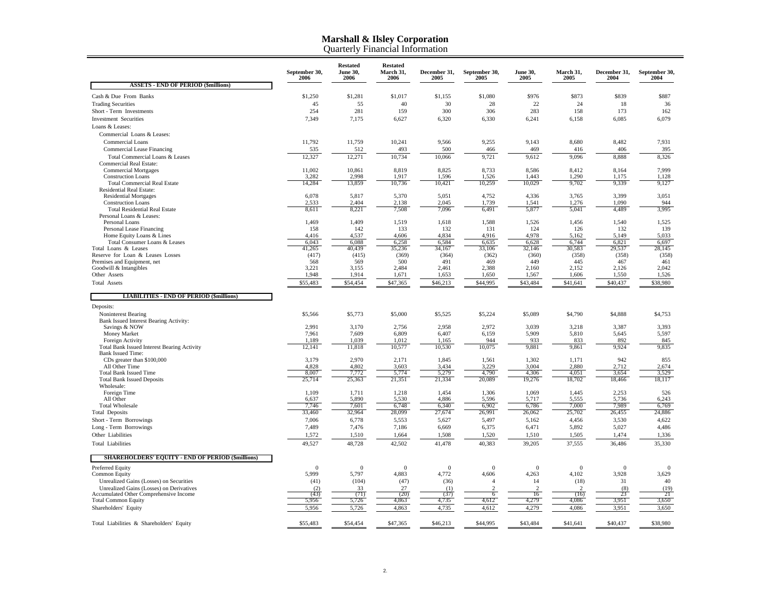# Marshall & Ilsley Corporation
## Quarterly Financial Information

| | September 30, 2006 | Restated June 30, 2006 | Restated March 31, 2006 | December 31, 2005 | September 30, 2005 | June 30, 2005 | March 31, 2005 | December 31, 2004 | September 30, 2004 |
|---|---|---|---|---|---|---|---|---|---|
| **ASSETS - END OF PERIOD ($millions)** | | | | | | | | | |
| Cash & Due From Banks | $1,250 | $1,281 | $1,017 | $1,155 | $1,080 | $976 | $873 | $839 | $887 |
| Trading Securities | 45 | 55 | 40 | 30 | 28 | 22 | 24 | 18 | 36 |
| Short - Term Investments | 254 | 281 | 159 | 300 | 306 | 283 | 158 | 173 | 162 |
| Investment Securities | 7,349 | 7,175 | 6,627 | 6,320 | 6,330 | 6,241 | 6,158 | 6,085 | 6,079 |
| Loans & Leases: | | | | | | | | | |
| Commercial Loans & Leases: | | | | | | | | | |
| Commercial Loans | 11,792 | 11,759 | 10,241 | 9,566 | 9,255 | 9,143 | 8,680 | 8,482 | 7,931 |
| Commercial Lease Financing | 535 | 512 | 493 | 500 | 466 | 469 | 416 | 406 | 395 |
| Total Commercial Loans & Leases | 12,327 | 12,271 | 10,734 | 10,066 | 9,721 | 9,612 | 9,096 | 8,888 | 8,326 |
| Commercial Real Estate: | | | | | | | | | |
| Commercial Mortgages | 11,002 | 10,861 | 8,819 | 8,825 | 8,733 | 8,586 | 8,412 | 8,164 | 7,999 |
| Construction Loans | 3,282 | 2,998 | 1,917 | 1,596 | 1,526 | 1,443 | 1,290 | 1,175 | 1,128 |
| Total Commercial Real Estate | 14,284 | 13,859 | 10,736 | 10,421 | 10,259 | 10,029 | 9,702 | 9,339 | 9,127 |
| Residential Real Estate: | | | | | | | | | |
| Residential Mortgages | 6,078 | 5,817 | 5,370 | 5,051 | 4,752 | 4,336 | 3,765 | 3,399 | 3,051 |
| Construction Loans | 2,533 | 2,404 | 2,138 | 2,045 | 1,739 | 1,541 | 1,276 | 1,090 | 944 |
| Total Residential Real Estate | 8,611 | 8,221 | 7,508 | 7,096 | 6,491 | 5,877 | 5,041 | 4,489 | 3,995 |
| Personal Loans & Leases: | | | | | | | | | |
| Personal Loans | 1,469 | 1,409 | 1,519 | 1,618 | 1,588 | 1,526 | 1,456 | 1,540 | 1,525 |
| Personal Lease Financing | 158 | 142 | 133 | 132 | 131 | 124 | 126 | 132 | 139 |
| Home Equity Loans & Lines | 4,416 | 4,537 | 4,606 | 4,834 | 4,916 | 4,978 | 5,162 | 5,149 | 5,033 |
| Total Consumer Loans & Leases | 6,043 | 6,088 | 6,258 | 6,584 | 6,635 | 6,628 | 6,744 | 6,821 | 6,697 |
| Total Loans & Leases | 41,265 | 40,439 | 35,236 | 34,167 | 33,106 | 32,146 | 30,583 | 29,537 | 28,145 |
| Reserve for Loan & Leases Losses | (417) | (415) | (369) | (364) | (362) | (360) | (358) | (358) | (358) |
| Premises and Equipment, net | 568 | 569 | 500 | 491 | 469 | 449 | 445 | 467 | 461 |
| Goodwill & Intangibles | 3,221 | 3,155 | 2,484 | 2,461 | 2,388 | 2,160 | 2,152 | 2,126 | 2,042 |
| Other Assets | 1,948 | 1,914 | 1,671 | 1,653 | 1,650 | 1,567 | 1,606 | 1,550 | 1,526 |
| Total Assets | $55,483 | $54,454 | $47,365 | $46,213 | $44,995 | $43,484 | $41,641 | $40,437 | $38,980 |
| **LIABILITIES - END OF PERIOD ($millions)** | | | | | | | | | |
| Deposits: | | | | | | | | | |
| Noninterest Bearing | $5,566 | $5,773 | $5,000 | $5,525 | $5,224 | $5,089 | $4,790 | $4,888 | $4,753 |
| Bank Issued Interest Bearing Activity: | | | | | | | | | |
| Savings & NOW | 2,991 | 3,170 | 2,756 | 2,958 | 2,972 | 3,039 | 3,218 | 3,387 | 3,393 |
| Money Market | 7,961 | 7,609 | 6,809 | 6,407 | 6,159 | 5,909 | 5,810 | 5,645 | 5,597 |
| Foreign Activity | 1,189 | 1,039 | 1,012 | 1,165 | 944 | 933 | 833 | 892 | 845 |
| Total Bank Issued Interest Bearing Activity | 12,141 | 11,818 | 10,577 | 10,530 | 10,075 | 9,881 | 9,861 | 9,924 | 9,835 |
| Bank Issued Time: | | | | | | | | | |
| CDs greater than $100,000 | 3,179 | 2,970 | 2,171 | 1,845 | 1,561 | 1,302 | 1,171 | 942 | 855 |
| All Other Time | 4,828 | 4,802 | 3,603 | 3,434 | 3,229 | 3,004 | 2,880 | 2,712 | 2,674 |
| Total Bank Issued Time | 8,007 | 7,772 | 5,774 | 5,279 | 4,790 | 4,306 | 4,051 | 3,654 | 3,529 |
| Total Bank Issued Deposits | 25,714 | 25,363 | 21,351 | 21,334 | 20,089 | 19,276 | 18,702 | 18,466 | 18,117 |
| Wholesale: | | | | | | | | | |
| Foreign Time | 1,109 | 1,711 | 1,218 | 1,454 | 1,306 | 1,069 | 1,445 | 2,253 | 526 |
| All Other | 6,637 | 5,890 | 5,530 | 4,886 | 5,596 | 5,717 | 5,555 | 5,736 | 6,243 |
| Total Wholesale | 7,746 | 7,601 | 6,748 | 6,340 | 6,902 | 6,786 | 7,000 | 7,989 | 6,769 |
| Total Deposits | 33,460 | 32,964 | 28,099 | 27,674 | 26,991 | 26,062 | 25,702 | 26,455 | 24,886 |
| Short - Term Borrowings | 7,006 | 6,778 | 5,553 | 5,627 | 5,497 | 5,162 | 4,456 | 3,530 | 4,622 |
| Long - Term Borrowings | 7,489 | 7,476 | 7,186 | 6,669 | 6,375 | 6,471 | 5,892 | 5,027 | 4,486 |
| Other Liabilities | 1,572 | 1,510 | 1,664 | 1,508 | 1,520 | 1,510 | 1,505 | 1,474 | 1,336 |
| Total Liabilities | 49,527 | 48,728 | 42,502 | 41,478 | 40,383 | 39,205 | 37,555 | 36,486 | 35,330 |
| **SHAREHOLDERS' EQUITY - END OF PERIOD ($millions)** | | | | | | | | | |
| Preferred Equity | 0 | 0 | 0 | 0 | 0 | 0 | 0 | 0 | 0 |
| Common Equity | 5,999 | 5,797 | 4,883 | 4,772 | 4,606 | 4,263 | 4,102 | 3,928 | 3,629 |
| Unrealized Gains (Losses) on Securities | (41) | (104) | (47) | (36) | 4 | 14 | (18) | 31 | 40 |
| Unrealized Gains (Losses) on Derivatives | (2) | 33 | 27 | (1) | 2 | 2 | 2 | (8) | (19) |
| Accumulated Other Comprehensive Income | (43) | (71) | (20) | (37) | 6 | 16 | (16) | 23 | 21 |
| Total Common Equity | 5,956 | 5,726 | 4,863 | 4,735 | 4,612 | 4,279 | 4,086 | 3,951 | 3,650 |
| Shareholders' Equity | 5,956 | 5,726 | 4,863 | 4,735 | 4,612 | 4,279 | 4,086 | 3,951 | 3,650 |
| Total Liabilities & Shareholders' Equity | $55,483 | $54,454 | $47,365 | $46,213 | $44,995 | $43,484 | $41,641 | $40,437 | $38,980 |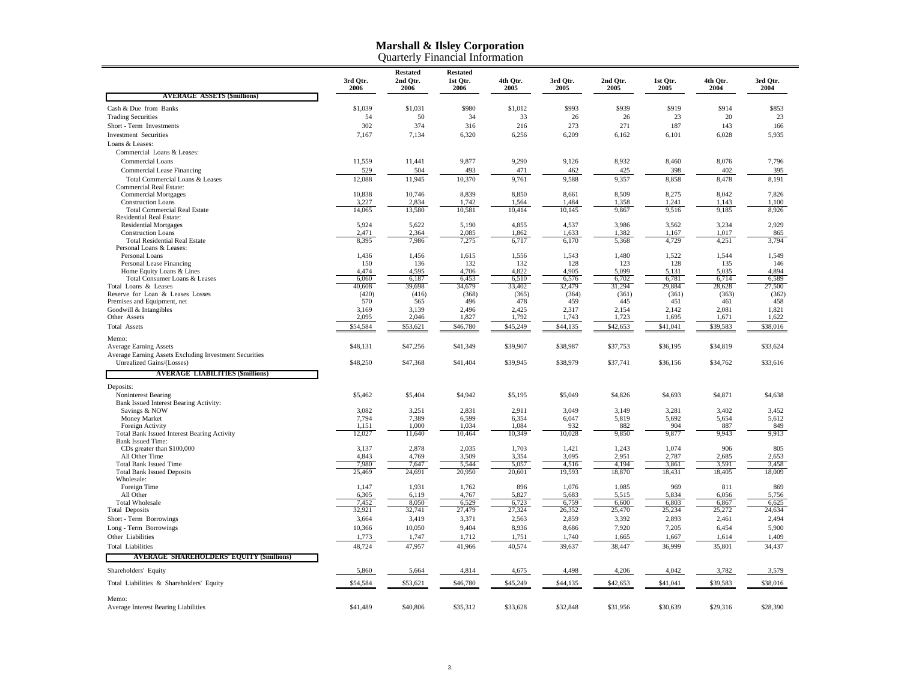# Marshall & Ilsley Corporation
## Quarterly Financial Information

| | 3rd Qtr. 2006 | Restated 2nd Qtr. 2006 | Restated 1st Qtr. 2006 | 4th Qtr. 2005 | 3rd Qtr. 2005 | 2nd Qtr. 2005 | 1st Qtr. 2005 | 4th Qtr. 2004 | 3rd Qtr. 2004 |
|---|---|---|---|---|---|---|---|---|---|
| **AVERAGE ASSETS ($millions)** | | | | | | | | | |
| Cash & Due from Banks | $1,039 | $1,031 | $980 | $1,012 | $993 | $939 | $919 | $914 | $853 |
| Trading Securities | 54 | 50 | 34 | 33 | 26 | 26 | 23 | 20 | 23 |
| Short - Term Investments | 302 | 374 | 316 | 216 | 273 | 271 | 187 | 143 | 166 |
| Investment Securities | 7,167 | 7,134 | 6,320 | 6,256 | 6,209 | 6,162 | 6,101 | 6,028 | 5,935 |
| Loans & Leases: | | | | | | | | | |
| Commercial Loans & Leases: | | | | | | | | | |
| Commercial Loans | 11,559 | 11,441 | 9,877 | 9,290 | 9,126 | 8,932 | 8,460 | 8,076 | 7,796 |
| Commercial Lease Financing | 529 | 504 | 493 | 471 | 462 | 425 | 398 | 402 | 395 |
| Total Commercial Loans & Leases | 12,088 | 11,945 | 10,370 | 9,761 | 9,588 | 9,357 | 8,858 | 8,478 | 8,191 |
| Commercial Real Estate: | | | | | | | | | |
| Commercial Mortgages | 10,838 | 10,746 | 8,839 | 8,850 | 8,661 | 8,509 | 8,275 | 8,042 | 7,826 |
| Construction Loans | 3,227 | 2,834 | 1,742 | 1,564 | 1,484 | 1,358 | 1,241 | 1,143 | 1,100 |
| Total Commercial Real Estate | 14,065 | 13,580 | 10,581 | 10,414 | 10,145 | 9,867 | 9,516 | 9,185 | 8,926 |
| Residential Real Estate: | | | | | | | | | |
| Residential Mortgages | 5,924 | 5,622 | 5,190 | 4,855 | 4,537 | 3,986 | 3,562 | 3,234 | 2,929 |
| Construction Loans | 2,471 | 2,364 | 2,085 | 1,862 | 1,633 | 1,382 | 1,167 | 1,017 | 865 |
| Total Residential Real Estate | 8,395 | 7,986 | 7,275 | 6,717 | 6,170 | 5,368 | 4,729 | 4,251 | 3,794 |
| Personal Loans & Leases: | | | | | | | | | |
| Personal Loans | 1,436 | 1,456 | 1,615 | 1,556 | 1,543 | 1,480 | 1,522 | 1,544 | 1,549 |
| Personal Lease Financing | 150 | 136 | 132 | 132 | 128 | 123 | 128 | 135 | 146 |
| Home Equity Loans & Lines | 4,474 | 4,595 | 4,706 | 4,822 | 4,905 | 5,099 | 5,131 | 5,035 | 4,894 |
| Total Consumer Loans & Leases | 6,060 | 6,187 | 6,453 | 6,510 | 6,576 | 6,702 | 6,781 | 6,714 | 6,589 |
| Total Loans & Leases | 40,608 | 39,698 | 34,679 | 33,402 | 32,479 | 31,294 | 29,884 | 28,628 | 27,500 |
| Reserve for Loan & Leases Losses | (420) | (416) | (368) | (365) | (364) | (361) | (361) | (363) | (362) |
| Premises and Equipment, net | 570 | 565 | 496 | 478 | 459 | 445 | 451 | 461 | 458 |
| Goodwill & Intangibles | 3,169 | 3,139 | 2,496 | 2,425 | 2,317 | 2,154 | 2,142 | 2,081 | 1,821 |
| Other Assets | 2,095 | 2,046 | 1,827 | 1,792 | 1,743 | 1,723 | 1,695 | 1,671 | 1,622 |
| Total Assets | $54,584 | $53,621 | $46,780 | $45,249 | $44,135 | $42,653 | $41,041 | $39,583 | $38,016 |
| Memo: | | | | | | | | | |
| Average Earning Assets | $48,131 | $47,256 | $41,349 | $39,907 | $38,987 | $37,753 | $36,195 | $34,819 | $33,624 |
| Average Earning Assets Excluding Investment Securities Unrealized Gains/(Losses) | $48,250 | $47,368 | $41,404 | $39,945 | $38,979 | $37,741 | $36,156 | $34,762 | $33,616 |
| **AVERAGE LIABILITIES ($millions)** | | | | | | | | | |
| Deposits: | | | | | | | | | |
| Noninterest Bearing | $5,462 | $5,404 | $4,942 | $5,195 | $5,049 | $4,826 | $4,693 | $4,871 | $4,638 |
| Bank Issued Interest Bearing Activity: | | | | | | | | | |
| Savings & NOW | 3,082 | 3,251 | 2,831 | 2,911 | 3,049 | 3,149 | 3,281 | 3,402 | 3,452 |
| Money Market | 7,794 | 7,389 | 6,599 | 6,354 | 6,047 | 5,819 | 5,692 | 5,654 | 5,612 |
| Foreign Activity | 1,151 | 1,000 | 1,034 | 1,084 | 932 | 882 | 904 | 887 | 849 |
| Total Bank Issued Interest Bearing Activity | 12,027 | 11,640 | 10,464 | 10,349 | 10,028 | 9,850 | 9,877 | 9,943 | 9,913 |
| Bank Issued Time: | | | | | | | | | |
| CDs greater than $100,000 | 3,137 | 2,878 | 2,035 | 1,703 | 1,421 | 1,243 | 1,074 | 906 | 805 |
| All Other Time | 4,843 | 4,769 | 3,509 | 3,354 | 3,095 | 2,951 | 2,787 | 2,685 | 2,653 |
| Total Bank Issued Time | 7,980 | 7,647 | 5,544 | 5,057 | 4,516 | 4,194 | 3,861 | 3,591 | 3,458 |
| Total Bank Issued Deposits | 25,469 | 24,691 | 20,950 | 20,601 | 19,593 | 18,870 | 18,431 | 18,405 | 18,009 |
| Wholesale: | | | | | | | | | |
| Foreign Time | 1,147 | 1,931 | 1,762 | 896 | 1,076 | 1,085 | 969 | 811 | 869 |
| All Other | 6,305 | 6,119 | 4,767 | 5,827 | 5,683 | 5,515 | 5,834 | 6,056 | 5,756 |
| Total Wholesale | 7,452 | 8,050 | 6,529 | 6,723 | 6,759 | 6,600 | 6,803 | 6,867 | 6,625 |
| Total Deposits | 32,921 | 32,741 | 27,479 | 27,324 | 26,352 | 25,470 | 25,234 | 25,272 | 24,634 |
| Short - Term Borrowings | 3,664 | 3,419 | 3,371 | 2,563 | 2,859 | 3,392 | 2,893 | 2,461 | 2,494 |
| Long - Term Borrowings | 10,366 | 10,050 | 9,404 | 8,936 | 8,686 | 7,920 | 7,205 | 6,454 | 5,900 |
| Other Liabilities | 1,773 | 1,747 | 1,712 | 1,751 | 1,740 | 1,665 | 1,667 | 1,614 | 1,409 |
| Total Liabilities | 48,724 | 47,957 | 41,966 | 40,574 | 39,637 | 38,447 | 36,999 | 35,801 | 34,437 |
| **AVERAGE SHAREHOLDERS' EQUITY ($millions)** | | | | | | | | | |
| Shareholders' Equity | 5,860 | 5,664 | 4,814 | 4,675 | 4,498 | 4,206 | 4,042 | 3,782 | 3,579 |
| Total Liabilities & Shareholders' Equity | $54,584 | $53,621 | $46,780 | $45,249 | $44,135 | $42,653 | $41,041 | $39,583 | $38,016 |
| Memo: | | | | | | | | | |
| Average Interest Bearing Liabilities | $41,489 | $40,806 | $35,312 | $33,628 | $32,848 | $31,956 | $30,639 | $29,316 | $28,390 |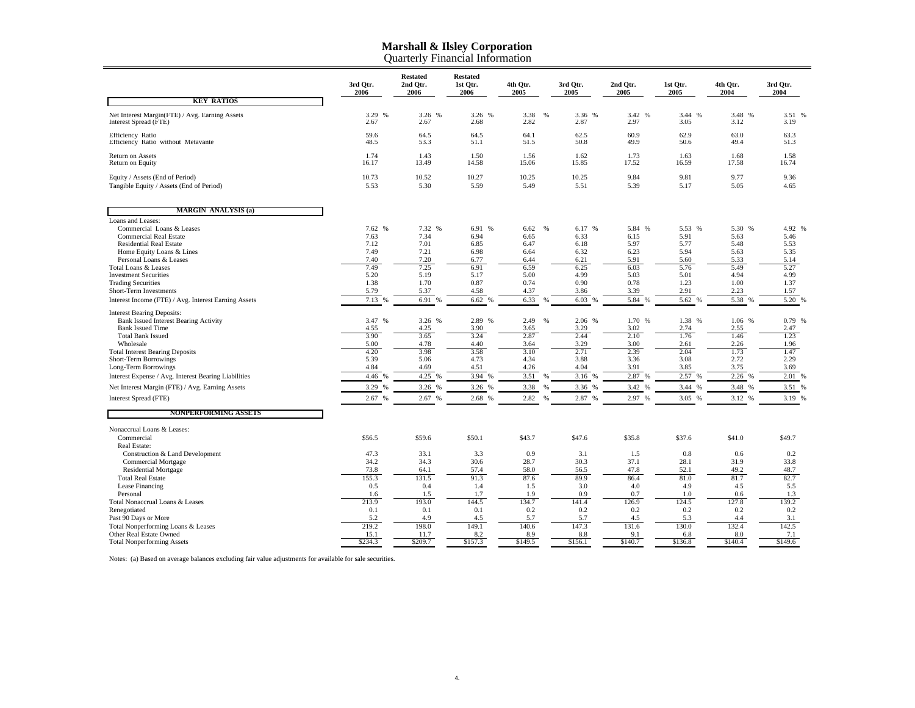# Marshall & Ilsley Corporation

## Quarterly Financial Information

| | 3rd Qtr. 2006 | Restated 2nd Qtr. 2006 | Restated 1st Qtr. 2006 | 4th Qtr. 2005 | 3rd Qtr. 2005 | 2nd Qtr. 2005 | 1st Qtr. 2005 | 4th Qtr. 2004 | 3rd Qtr. 2004 |
|---|---|---|---|---|---|---|---|---|---|
| **KEY RATIOS** | | | | | | | | | |
| Net Interest Margin(FTE) / Avg. Earning Assets | 3.29 % | 3.26 % | 3.26 % | 3.38 % | 3.36 % | 3.42 % | 3.44 % | 3.48 % | 3.51 % |
| Interest Spread (FTE) | 2.67 | 2.67 | 2.68 | 2.82 | 2.87 | 2.97 | 3.05 | 3.12 | 3.19 |
| Efficiency Ratio | 59.6 | 64.5 | 64.5 | 64.1 | 62.5 | 60.9 | 62.9 | 63.0 | 63.3 |
| Efficiency Ratio without Metavante | 48.5 | 53.3 | 51.1 | 51.5 | 50.8 | 49.9 | 50.6 | 49.4 | 51.3 |
| Return on Assets | 1.74 | 1.43 | 1.50 | 1.56 | 1.62 | 1.73 | 1.63 | 1.68 | 1.58 |
| Return on Equity | 16.17 | 13.49 | 14.58 | 15.06 | 15.85 | 17.52 | 16.59 | 17.58 | 16.74 |
| Equity / Assets (End of Period) | 10.73 | 10.52 | 10.27 | 10.25 | 10.25 | 9.84 | 9.81 | 9.77 | 9.36 |
| Tangible Equity / Assets (End of Period) | 5.53 | 5.30 | 5.59 | 5.49 | 5.51 | 5.39 | 5.17 | 5.05 | 4.65 |
| **MARGIN ANALYSIS (a)** | | | | | | | | | |
| Loans and Leases: | | | | | | | | | |
| Commercial Loans & Leases | 7.62 % | 7.32 % | 6.91 % | 6.62 % | 6.17 % | 5.84 % | 5.53 % | 5.30 % | 4.92 % |
| Commercial Real Estate | 7.63 | 7.34 | 6.94 | 6.65 | 6.33 | 6.15 | 5.91 | 5.63 | 5.46 |
| Residential Real Estate | 7.12 | 7.01 | 6.85 | 6.47 | 6.18 | 5.97 | 5.77 | 5.48 | 5.53 |
| Home Equity Loans & Lines | 7.49 | 7.21 | 6.98 | 6.64 | 6.32 | 6.23 | 5.94 | 5.63 | 5.35 |
| Personal Loans & Leases | 7.40 | 7.20 | 6.77 | 6.44 | 6.21 | 5.91 | 5.60 | 5.33 | 5.14 |
| Total Loans & Leases | 7.49 | 7.25 | 6.91 | 6.59 | 6.25 | 6.03 | 5.76 | 5.49 | 5.27 |
| Investment Securities | 5.20 | 5.19 | 5.17 | 5.00 | 4.99 | 5.03 | 5.01 | 4.94 | 4.99 |
| Trading Securities | 1.38 | 1.70 | 0.87 | 0.74 | 0.90 | 0.78 | 1.23 | 1.00 | 1.37 |
| Short-Term Investments | 5.79 | 5.37 | 4.58 | 4.37 | 3.86 | 3.39 | 2.91 | 2.23 | 1.57 |
| Interest Income (FTE) / Avg. Interest Earning Assets | 7.13 % | 6.91 % | 6.62 % | 6.33 % | 6.03 % | 5.84 % | 5.62 % | 5.38 % | 5.20 % |
| Interest Bearing Deposits: | | | | | | | | | |
| Bank Issued Interest Bearing Activity | 3.47 % | 3.26 % | 2.89 % | 2.49 % | 2.06 % | 1.70 % | 1.38 % | 1.06 % | 0.79 % |
| Bank Issued Time | 4.55 | 4.25 | 3.90 | 3.65 | 3.29 | 3.02 | 2.74 | 2.55 | 2.47 |
| Total Bank Issued | 3.90 | 3.65 | 3.24 | 2.87 | 2.44 | 2.10 | 1.76 | 1.46 | 1.23 |
| Wholesale | 5.00 | 4.78 | 4.40 | 3.64 | 3.29 | 3.00 | 2.61 | 2.26 | 1.96 |
| Total Interest Bearing Deposits | 4.20 | 3.98 | 3.58 | 3.10 | 2.71 | 2.39 | 2.04 | 1.73 | 1.47 |
| Short-Term Borrowings | 5.39 | 5.06 | 4.73 | 4.34 | 3.88 | 3.36 | 3.08 | 2.72 | 2.29 |
| Long-Term Borrowings | 4.84 | 4.69 | 4.51 | 4.26 | 4.04 | 3.91 | 3.85 | 3.75 | 3.69 |
| Interest Expense / Avg. Interest Bearing Liabilities | 4.46 % | 4.25 % | 3.94 % | 3.51 % | 3.16 % | 2.87 % | 2.57 % | 2.26 % | 2.01 % |
| Net Interest Margin (FTE) / Avg. Earning Assets | 3.29 % | 3.26 % | 3.26 % | 3.38 % | 3.36 % | 3.42 % | 3.44 % | 3.48 % | 3.51 % |
| Interest Spread (FTE) | 2.67 % | 2.67 % | 2.68 % | 2.82 % | 2.87 % | 2.97 % | 3.05 % | 3.12 % | 3.19 % |
| **NONPERFORMING ASSETS** | | | | | | | | | |
| Nonaccrual Loans & Leases: | | | | | | | | | |
| Commercial | $56.5 | $59.6 | $50.1 | $43.7 | $47.6 | $35.8 | $37.6 | $41.0 | $49.7 |
| Real Estate: | | | | | | | | | |
| Construction & Land Development | 47.3 | 33.1 | 3.3 | 0.9 | 3.1 | 1.5 | 0.8 | 0.6 | 0.2 |
| Commercial Mortgage | 34.2 | 34.3 | 30.6 | 28.7 | 30.3 | 37.1 | 28.1 | 31.9 | 33.8 |
| Residential Mortgage | 73.8 | 64.1 | 57.4 | 58.0 | 56.5 | 47.8 | 52.1 | 49.2 | 48.7 |
| Total Real Estate | 155.3 | 131.5 | 91.3 | 87.6 | 89.9 | 86.4 | 81.0 | 81.7 | 82.7 |
| Lease Financing | 0.5 | 0.4 | 1.4 | 1.5 | 3.0 | 4.0 | 4.9 | 4.5 | 5.5 |
| Personal | 1.6 | 1.5 | 1.7 | 1.9 | 0.9 | 0.7 | 1.0 | 0.6 | 1.3 |
| Total Nonaccrual Loans & Leases | 213.9 | 193.0 | 144.5 | 134.7 | 141.4 | 126.9 | 124.5 | 127.8 | 139.2 |
| Renegotiated | 0.1 | 0.1 | 0.1 | 0.2 | 0.2 | 0.2 | 0.2 | 0.2 | 0.2 |
| Past 90 Days or More | 5.2 | 4.9 | 4.5 | 5.7 | 5.7 | 4.5 | 5.3 | 4.4 | 3.1 |
| Total Nonperforming Loans & Leases | 219.2 | 198.0 | 149.1 | 140.6 | 147.3 | 131.6 | 130.0 | 132.4 | 142.5 |
| Other Real Estate Owned | 15.1 | 11.7 | 8.2 | 8.9 | 8.8 | 9.1 | 6.8 | 8.0 | 7.1 |
| Total Nonperforming Assets | $234.3 | $209.7 | $157.3 | $149.5 | $156.1 | $140.7 | $136.8 | $140.4 | $149.6 |

Notes: (a) Based on average balances excluding fair value adjustments for available for sale securities.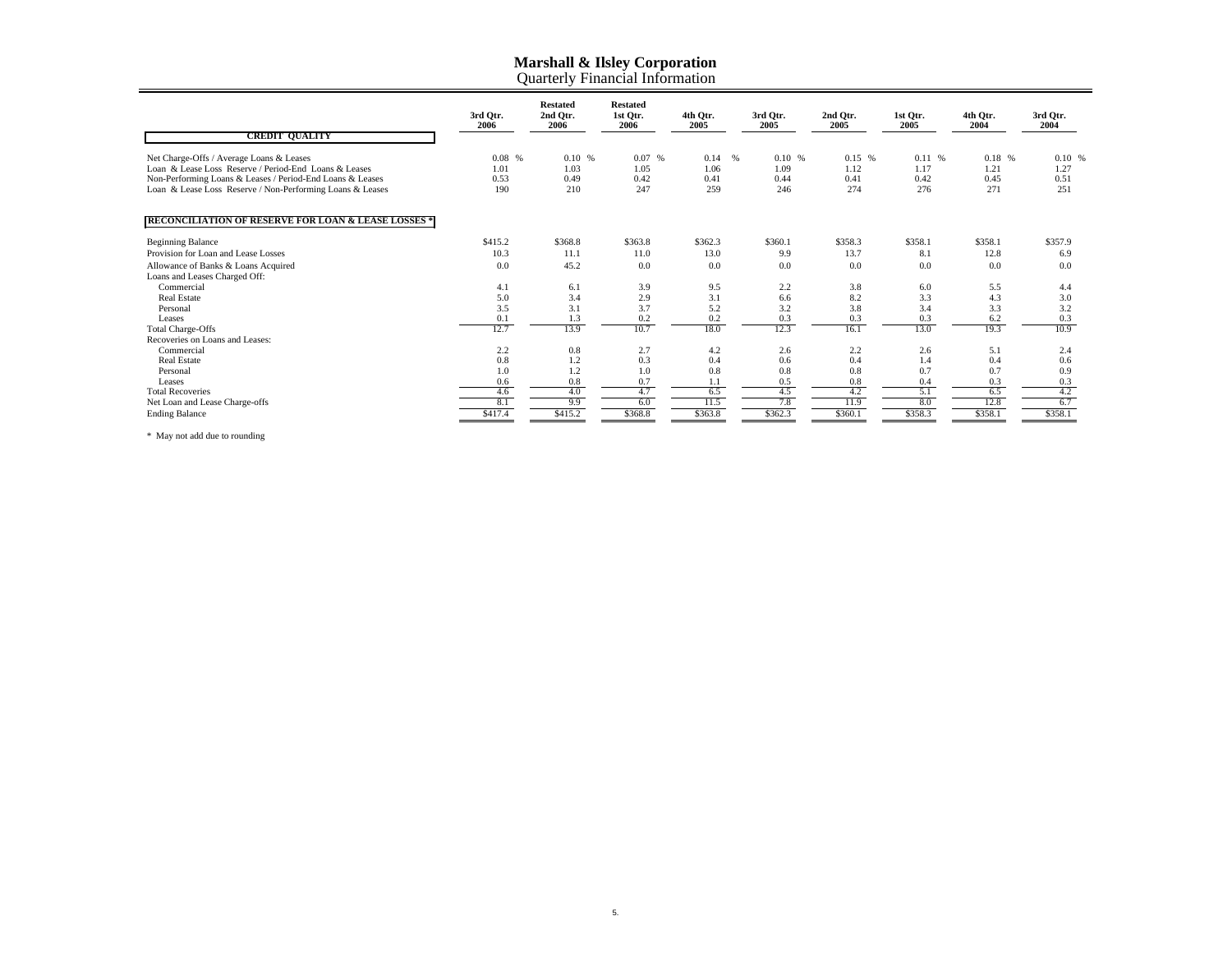# Marshall & Ilsley Corporation

## Quarterly Financial Information

| | 3rd Qtr. 2006 | Restated 2nd Qtr. 2006 | Restated 1st Qtr. 2006 | 4th Qtr. 2005 | 3rd Qtr. 2005 | 2nd Qtr. 2005 | 1st Qtr. 2005 | 4th Qtr. 2004 | 3rd Qtr. 2004 |
|---|---|---|---|---|---|---|---|---|---|
| **CREDIT QUALITY** | | | | | | | | | |
| Net Charge-Offs / Average Loans & Leases | 0.08 % | 0.10 % | 0.07 % | 0.14 % | 0.10 % | 0.15 % | 0.11 % | 0.18 % | 0.10 % |
| Loan & Lease Loss Reserve / Period-End Loans & Leases | 1.01 | 1.03 | 1.05 | 1.06 | 1.09 | 1.12 | 1.17 | 1.21 | 1.27 |
| Non-Performing Loans & Leases / Period-End Loans & Leases | 0.53 | 0.49 | 0.42 | 0.41 | 0.44 | 0.41 | 0.42 | 0.45 | 0.51 |
| Loan & Lease Loss Reserve / Non-Performing Loans & Leases | 190 | 210 | 247 | 259 | 246 | 274 | 276 | 271 | 251 |
| **RECONCILIATION OF RESERVE FOR LOAN & LEASE LOSSES *** | | | | | | | | | |
| Beginning Balance | $415.2 | $368.8 | $363.8 | $362.3 | $360.1 | $358.3 | $358.1 | $358.1 | $357.9 |
| Provision for Loan and Lease Losses | 10.3 | 11.1 | 11.0 | 13.0 | 9.9 | 13.7 | 8.1 | 12.8 | 6.9 |
| Allowance of Banks & Loans Acquired | 0.0 | 45.2 | 0.0 | 0.0 | 0.0 | 0.0 | 0.0 | 0.0 | 0.0 |
| Loans and Leases Charged Off: | | | | | | | | | |
| Commercial | 4.1 | 6.1 | 3.9 | 9.5 | 2.2 | 3.8 | 6.0 | 5.5 | 4.4 |
| Real Estate | 5.0 | 3.4 | 2.9 | 3.1 | 6.6 | 8.2 | 3.3 | 4.3 | 3.0 |
| Personal | 3.5 | 3.1 | 3.7 | 5.2 | 3.2 | 3.8 | 3.4 | 3.3 | 3.2 |
| Leases | 0.1 | 1.3 | 0.2 | 0.2 | 0.3 | 0.3 | 0.3 | 6.2 | 0.3 |
| Total Charge-Offs | 12.7 | 13.9 | 10.7 | 18.0 | 12.3 | 16.1 | 13.0 | 19.3 | 10.9 |
| Recoveries on Loans and Leases: | | | | | | | | | |
| Commercial | 2.2 | 0.8 | 2.7 | 4.2 | 2.6 | 2.2 | 2.6 | 5.1 | 2.4 |
| Real Estate | 0.8 | 1.2 | 0.3 | 0.4 | 0.6 | 0.4 | 1.4 | 0.4 | 0.6 |
| Personal | 1.0 | 1.2 | 1.0 | 0.8 | 0.8 | 0.8 | 0.7 | 0.7 | 0.9 |
| Leases | 0.6 | 0.8 | 0.7 | 1.1 | 0.5 | 0.8 | 0.4 | 0.3 | 0.3 |
| Total Recoveries | 4.6 | 4.0 | 4.7 | 6.5 | 4.5 | 4.2 | 5.1 | 6.5 | 4.2 |
| Net Loan and Lease Charge-offs | 8.1 | 9.9 | 6.0 | 11.5 | 7.8 | 11.9 | 8.0 | 12.8 | 6.7 |
| Ending Balance | $417.4 | $415.2 | $368.8 | $363.8 | $362.3 | $360.1 | $358.3 | $358.1 | $358.1 |

* May not add due to rounding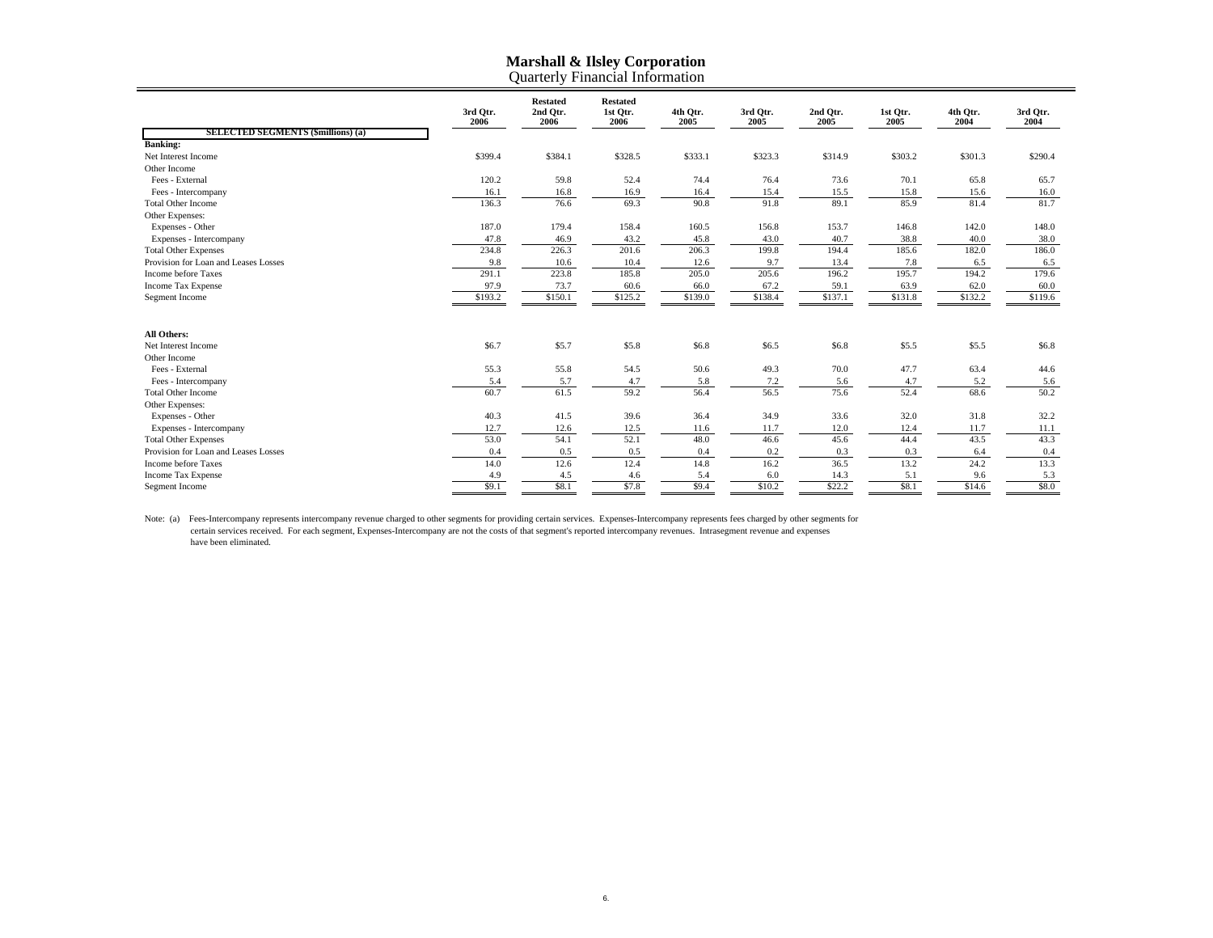# Marshall & Ilsley Corporation
## Quarterly Financial Information

| SELECTED SEGMENTS ($millions) (a) | 3rd Qtr. 2006 | Restated 2nd Qtr. 2006 | Restated 1st Qtr. 2006 | 4th Qtr. 2005 | 3rd Qtr. 2005 | 2nd Qtr. 2005 | 1st Qtr. 2005 | 4th Qtr. 2004 | 3rd Qtr. 2004 |
|---|---|---|---|---|---|---|---|---|---|
| **Banking:** | | | | | | | | | |
| Net Interest Income | $399.4 | $384.1 | $328.5 | $333.1 | $323.3 | $314.9 | $303.2 | $301.3 | $290.4 |
| Other Income | | | | | | | | | |
| Fees - External | 120.2 | 59.8 | 52.4 | 74.4 | 76.4 | 73.6 | 70.1 | 65.8 | 65.7 |
| Fees - Intercompany | 16.1 | 16.8 | 16.9 | 16.4 | 15.4 | 15.5 | 15.8 | 15.6 | 16.0 |
| Total Other Income | 136.3 | 76.6 | 69.3 | 90.8 | 91.8 | 89.1 | 85.9 | 81.4 | 81.7 |
| Other Expenses: | | | | | | | | | |
| Expenses - Other | 187.0 | 179.4 | 158.4 | 160.5 | 156.8 | 153.7 | 146.8 | 142.0 | 148.0 |
| Expenses - Intercompany | 47.8 | 46.9 | 43.2 | 45.8 | 43.0 | 40.7 | 38.8 | 40.0 | 38.0 |
| Total Other Expenses | 234.8 | 226.3 | 201.6 | 206.3 | 199.8 | 194.4 | 185.6 | 182.0 | 186.0 |
| Provision for Loan and Leases Losses | 9.8 | 10.6 | 10.4 | 12.6 | 9.7 | 13.4 | 7.8 | 6.5 | 6.5 |
| Income before Taxes | 291.1 | 223.8 | 185.8 | 205.0 | 205.6 | 196.2 | 195.7 | 194.2 | 179.6 |
| Income Tax Expense | 97.9 | 73.7 | 60.6 | 66.0 | 67.2 | 59.1 | 63.9 | 62.0 | 60.0 |
| Segment Income | $193.2 | $150.1 | $125.2 | $139.0 | $138.4 | $137.1 | $131.8 | $132.2 | $119.6 |
| | | | | | | | | | |
| **All Others:** | | | | | | | | | |
| Net Interest Income | $6.7 | $5.7 | $5.8 | $6.8 | $6.5 | $6.8 | $5.5 | $5.5 | $6.8 |
| Other Income | | | | | | | | | |
| Fees - External | 55.3 | 55.8 | 54.5 | 50.6 | 49.3 | 70.0 | 47.7 | 63.4 | 44.6 |
| Fees - Intercompany | 5.4 | 5.7 | 4.7 | 5.8 | 7.2 | 5.6 | 4.7 | 5.2 | 5.6 |
| Total Other Income | 60.7 | 61.5 | 59.2 | 56.4 | 56.5 | 75.6 | 52.4 | 68.6 | 50.2 |
| Other Expenses: | | | | | | | | | |
| Expenses - Other | 40.3 | 41.5 | 39.6 | 36.4 | 34.9 | 33.6 | 32.0 | 31.8 | 32.2 |
| Expenses - Intercompany | 12.7 | 12.6 | 12.5 | 11.6 | 11.7 | 12.0 | 12.4 | 11.7 | 11.1 |
| Total Other Expenses | 53.0 | 54.1 | 52.1 | 48.0 | 46.6 | 45.6 | 44.4 | 43.5 | 43.3 |
| Provision for Loan and Leases Losses | 0.4 | 0.5 | 0.5 | 0.4 | 0.2 | 0.3 | 0.3 | 6.4 | 0.4 |
| Income before Taxes | 14.0 | 12.6 | 12.4 | 14.8 | 16.2 | 36.5 | 13.2 | 24.2 | 13.3 |
| Income Tax Expense | 4.9 | 4.5 | 4.6 | 5.4 | 6.0 | 14.3 | 5.1 | 9.6 | 5.3 |
| Segment Income | $9.1 | $8.1 | $7.8 | $9.4 | $10.2 | $22.2 | $8.1 | $14.6 | $8.0 |

Note: (a) Fees-Intercompany represents intercompany revenue charged to other segments for providing certain services. Expenses-Intercompany represents fees charged by other segments for certain services received. For each segment, Expenses-Intercompany are not the costs of that segment's reported intercompany revenues. Intrasegment revenue and expenses have been eliminated.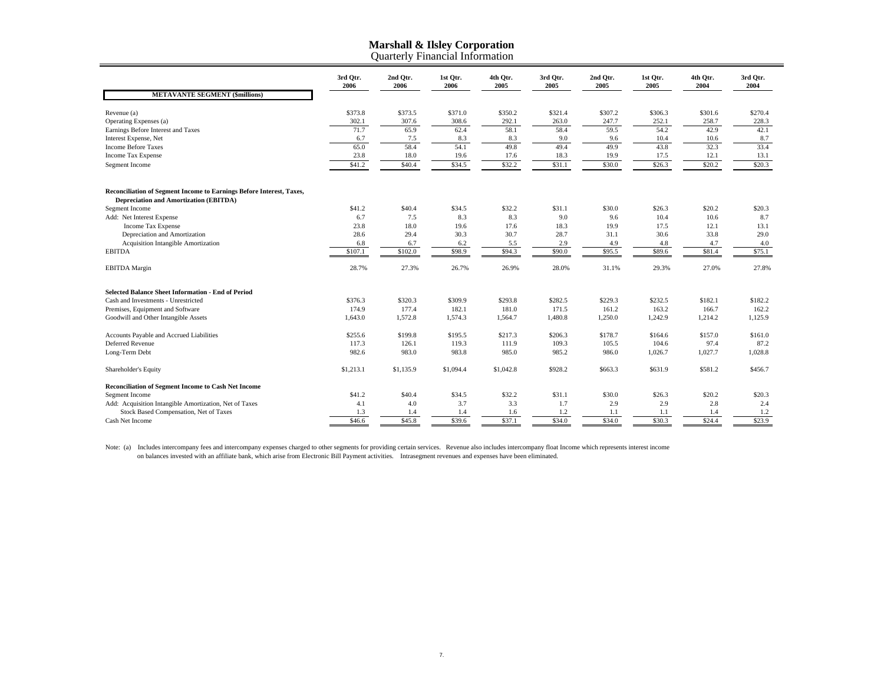# Marshall & Ilsley Corporation

## Quarterly Financial Information

| METAVANTE SEGMENT ($millions) | 3rd Qtr. 2006 | 2nd Qtr. 2006 | 1st Qtr. 2006 | 4th Qtr. 2005 | 3rd Qtr. 2005 | 2nd Qtr. 2005 | 1st Qtr. 2005 | 4th Qtr. 2004 | 3rd Qtr. 2004 |
|---|---|---|---|---|---|---|---|---|---|
| Revenue (a) | $373.8 | $373.5 | $371.0 | $350.2 | $321.4 | $307.2 | $306.3 | $301.6 | $270.4 |
| Operating Expenses (a) | 302.1 | 307.6 | 308.6 | 292.1 | 263.0 | 247.7 | 252.1 | 258.7 | 228.3 |
| Earnings Before Interest and Taxes | 71.7 | 65.9 | 62.4 | 58.1 | 58.4 | 59.5 | 54.2 | 42.9 | 42.1 |
| Interest Expense, Net | 6.7 | 7.5 | 8.3 | 8.3 | 9.0 | 9.6 | 10.4 | 10.6 | 8.7 |
| Income Before Taxes | 65.0 | 58.4 | 54.1 | 49.8 | 49.4 | 49.9 | 43.8 | 32.3 | 33.4 |
| Income Tax Expense | 23.8 | 18.0 | 19.6 | 17.6 | 18.3 | 19.9 | 17.5 | 12.1 | 13.1 |
| Segment Income | $41.2 | $40.4 | $34.5 | $32.2 | $31.1 | $30.0 | $26.3 | $20.2 | $20.3 |
| **Reconciliation of Segment Income to Earnings Before Interest, Taxes, Depreciation and Amortization (EBITDA)** | | | | | | | | | |
| Segment Income | $41.2 | $40.4 | $34.5 | $32.2 | $31.1 | $30.0 | $26.3 | $20.2 | $20.3 |
| Add: Net Interest Expense | 6.7 | 7.5 | 8.3 | 8.3 | 9.0 | 9.6 | 10.4 | 10.6 | 8.7 |
| Income Tax Expense | 23.8 | 18.0 | 19.6 | 17.6 | 18.3 | 19.9 | 17.5 | 12.1 | 13.1 |
| Depreciation and Amortization | 28.6 | 29.4 | 30.3 | 30.7 | 28.7 | 31.1 | 30.6 | 33.8 | 29.0 |
| Acquisition Intangible Amortization | 6.8 | 6.7 | 6.2 | 5.5 | 2.9 | 4.9 | 4.8 | 4.7 | 4.0 |
| EBITDA | $107.1 | $102.0 | $98.9 | $94.3 | $90.0 | $95.5 | $89.6 | $81.4 | $75.1 |
| EBITDA Margin | 28.7% | 27.3% | 26.7% | 26.9% | 28.0% | 31.1% | 29.3% | 27.0% | 27.8% |
| **Selected Balance Sheet Information - End of Period** | | | | | | | | | |
| Cash and Investments - Unrestricted | $376.3 | $320.3 | $309.9 | $293.8 | $282.5 | $229.3 | $232.5 | $182.1 | $182.2 |
| Premises, Equipment and Software | 174.9 | 177.4 | 182.1 | 181.0 | 171.5 | 161.2 | 163.2 | 166.7 | 162.2 |
| Goodwill and Other Intangible Assets | 1,643.0 | 1,572.8 | 1,574.3 | 1,564.7 | 1,480.8 | 1,250.0 | 1,242.9 | 1,214.2 | 1,125.9 |
| Accounts Payable and Accrued Liabilities | $255.6 | $199.8 | $195.5 | $217.3 | $206.3 | $178.7 | $164.6 | $157.0 | $161.0 |
| Deferred Revenue | 117.3 | 126.1 | 119.3 | 111.9 | 109.3 | 105.5 | 104.6 | 97.4 | 87.2 |
| Long-Term Debt | 982.6 | 983.0 | 983.8 | 985.0 | 985.2 | 986.0 | 1,026.7 | 1,027.7 | 1,028.8 |
| Shareholder's Equity | $1,213.1 | $1,135.9 | $1,094.4 | $1,042.8 | $928.2 | $663.3 | $631.9 | $581.2 | $456.7 |
| **Reconciliation of Segment Income to Cash Net Income** | | | | | | | | | |
| Segment Income | $41.2 | $40.4 | $34.5 | $32.2 | $31.1 | $30.0 | $26.3 | $20.2 | $20.3 |
| Add: Acquisition Intangible Amortization, Net of Taxes | 4.1 | 4.0 | 3.7 | 3.3 | 1.7 | 2.9 | 2.9 | 2.8 | 2.4 |
| Stock Based Compensation, Net of Taxes | 1.3 | 1.4 | 1.4 | 1.6 | 1.2 | 1.1 | 1.1 | 1.4 | 1.2 |
| Cash Net Income | $46.6 | $45.8 | $39.6 | $37.1 | $34.0 | $34.0 | $30.3 | $24.4 | $23.9 |

Note: (a) Includes intercompany fees and intercompany expenses charged to other segments for providing certain services. Revenue also includes intercompany float Income which represents interest income on balances invested with an affiliate bank, which arise from Electronic Bill Payment activities. Intrasegment revenues and expenses have been eliminated.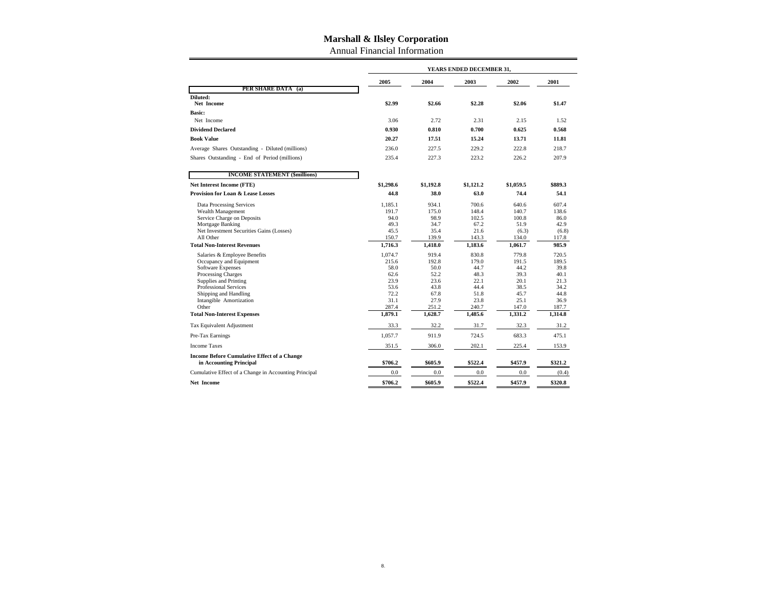# Marshall & Ilsley Corporation

## Annual Financial Information

| | YEARS ENDED DECEMBER 31, | | | | |
|---|---|---|---|---|---|
| | **2005** | **2004** | **2003** | **2002** | **2001** |
| **PER SHARE DATA (a)** | | | | | |
| **Diluted:** | | | | | |
| **Net Income** | **\$2.99** | **\$2.66** | **\$2.28** | **\$2.06** | **\$1.47** |
| **Basic:** | | | | | |
| Net Income | 3.06 | 2.72 | 2.31 | 2.15 | 1.52 |
| **Dividend Declared** | **0.930** | **0.810** | **0.700** | **0.625** | **0.568** |
| **Book Value** | **20.27** | **17.51** | **15.24** | **13.71** | **11.81** |
| Average Shares Outstanding - Diluted (millions) | 236.0 | 227.5 | 229.2 | 222.8 | 218.7 |
| Shares Outstanding - End of Period (millions) | 235.4 | 227.3 | 223.2 | 226.2 | 207.9 |
| **INCOME STATEMENT (\$millions)** | | | | | |
| **Net Interest Income (FTE)** | **\$1,298.6** | **\$1,192.8** | **\$1,121.2** | **\$1,059.5** | **\$889.3** |
| **Provision for Loan & Lease Losses** | **44.8** | **38.0** | **63.0** | **74.4** | **54.1** |
| Data Processing Services | 1,185.1 | 934.1 | 700.6 | 640.6 | 607.4 |
| Wealth Management | 191.7 | 175.0 | 148.4 | 140.7 | 138.6 |
| Service Charge on Deposits | 94.0 | 98.9 | 102.5 | 100.8 | 86.0 |
| Mortgage Banking | 49.3 | 34.7 | 67.2 | 51.9 | 42.9 |
| Net Investment Securities Gains (Losses) | 45.5 | 35.4 | 21.6 | (6.3) | (6.8) |
| All Other | 150.7 | 139.9 | 143.3 | 134.0 | 117.8 |
| **Total Non-Interest Revenues** | **1,716.3** | **1,418.0** | **1,183.6** | **1,061.7** | **985.9** |
| Salaries & Employee Benefits | 1,074.7 | 919.4 | 830.8 | 779.8 | 720.5 |
| Occupancy and Equipment | 215.6 | 192.8 | 179.0 | 191.5 | 189.5 |
| Software Expenses | 58.0 | 50.0 | 44.7 | 44.2 | 39.8 |
| Processing Charges | 62.6 | 52.2 | 48.3 | 39.3 | 40.1 |
| Supplies and Printing | 23.9 | 23.6 | 22.1 | 20.1 | 21.3 |
| Professional Services | 53.6 | 43.8 | 44.4 | 38.5 | 34.2 |
| Shipping and Handling | 72.2 | 67.8 | 51.8 | 45.7 | 44.8 |
| Intangible Amortization | 31.1 | 27.9 | 23.8 | 25.1 | 36.9 |
| Other | 287.4 | 251.2 | 240.7 | 147.0 | 187.7 |
| **Total Non-Interest Expenses** | **1,879.1** | **1,628.7** | **1,485.6** | **1,331.2** | **1,314.8** |
| Tax Equivalent Adjustment | 33.3 | 32.2 | 31.7 | 32.3 | 31.2 |
| Pre-Tax Earnings | 1,057.7 | 911.9 | 724.5 | 683.3 | 475.1 |
| Income Taxes | 351.5 | 306.0 | 202.1 | 225.4 | 153.9 |
| **Income Before Cumulative Effect of a Change in Accounting Principal** | **\$706.2** | **\$605.9** | **\$522.4** | **\$457.9** | **\$321.2** |
| Cumulative Effect of a Change in Accounting Principal | 0.0 | 0.0 | 0.0 | 0.0 | (0.4) |
| **Net Income** | **\$706.2** | **\$605.9** | **\$522.4** | **\$457.9** | **\$320.8** |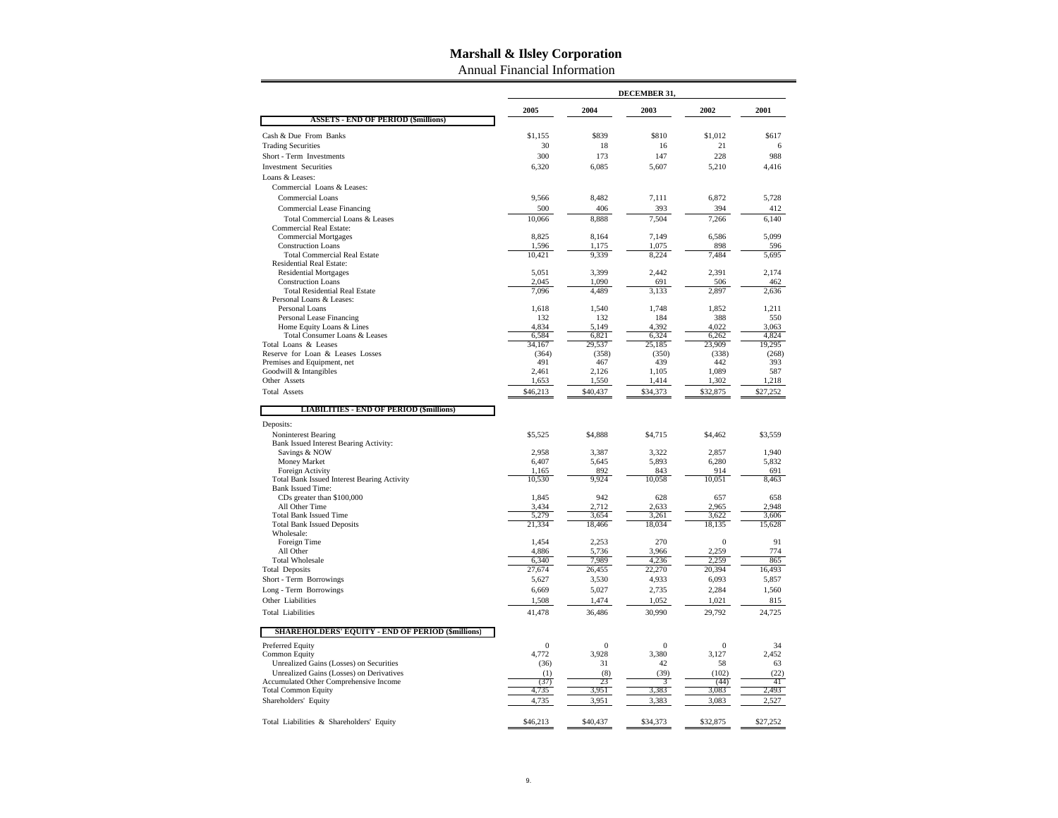# Marshall & Ilsley Corporation

## Annual Financial Information

| | DECEMBER 31, | | | | |
|---|---|---|---|---|---|
| | 2005 | 2004 | 2003 | 2002 | 2001 |
| **ASSETS - END OF PERIOD ($millions)** | | | | | |
| Cash & Due From Banks | $1,155 | $839 | $810 | $1,012 | $617 |
| Trading Securities | 30 | 18 | 16 | 21 | 6 |
| Short - Term Investments | 300 | 173 | 147 | 228 | 988 |
| Investment Securities | 6,320 | 6,085 | 5,607 | 5,210 | 4,416 |
| Loans & Leases: | | | | | |
| Commercial Loans & Leases: | | | | | |
| Commercial Loans | 9,566 | 8,482 | 7,111 | 6,872 | 5,728 |
| Commercial Lease Financing | 500 | 406 | 393 | 394 | 412 |
| Total Commercial Loans & Leases | 10,066 | 8,888 | 7,504 | 7,266 | 6,140 |
| Commercial Real Estate: | | | | | |
| Commercial Mortgages | 8,825 | 8,164 | 7,149 | 6,586 | 5,099 |
| Construction Loans | 1,596 | 1,175 | 1,075 | 898 | 596 |
| Total Commercial Real Estate | 10,421 | 9,339 | 8,224 | 7,484 | 5,695 |
| Residential Real Estate: | | | | | |
| Residential Mortgages | 5,051 | 3,399 | 2,442 | 2,391 | 2,174 |
| Construction Loans | 2,045 | 1,090 | 691 | 506 | 462 |
| Total Residential Real Estate | 7,096 | 4,489 | 3,133 | 2,897 | 2,636 |
| Personal Loans & Leases: | | | | | |
| Personal Loans | 1,618 | 1,540 | 1,748 | 1,852 | 1,211 |
| Personal Lease Financing | 132 | 132 | 184 | 388 | 550 |
| Home Equity Loans & Lines | 4,834 | 5,149 | 4,392 | 4,022 | 3,063 |
| Total Consumer Loans & Leases | 6,584 | 6,821 | 6,324 | 6,262 | 4,824 |
| Total Loans & Leases | 34,167 | 29,537 | 25,185 | 23,909 | 19,295 |
| Reserve for Loan & Leases Losses | (364) | (358) | (350) | (338) | (268) |
| Premises and Equipment, net | 491 | 467 | 439 | 442 | 393 |
| Goodwill & Intangibles | 2,461 | 2,126 | 1,105 | 1,089 | 587 |
| Other Assets | 1,653 | 1,550 | 1,414 | 1,302 | 1,218 |
| Total Assets | $46,213 | $40,437 | $34,373 | $32,875 | $27,252 |
| **LIABILITIES - END OF PERIOD ($millions)** | | | | | |
| Deposits: | | | | | |
| Noninterest Bearing | $5,525 | $4,888 | $4,715 | $4,462 | $3,559 |
| Bank Issued Interest Bearing Activity: | | | | | |
| Savings & NOW | 2,958 | 3,387 | 3,322 | 2,857 | 1,940 |
| Money Market | 6,407 | 5,645 | 5,893 | 6,280 | 5,832 |
| Foreign Activity | 1,165 | 892 | 843 | 914 | 691 |
| Total Bank Issued Interest Bearing Activity | 10,530 | 9,924 | 10,058 | 10,051 | 8,463 |
| Bank Issued Time: | | | | | |
| CDs greater than $100,000 | 1,845 | 942 | 628 | 657 | 658 |
| All Other Time | 3,434 | 2,712 | 2,633 | 2,965 | 2,948 |
| Total Bank Issued Time | 5,279 | 3,654 | 3,261 | 3,622 | 3,606 |
| Total Bank Issued Deposits | 21,334 | 18,466 | 18,034 | 18,135 | 15,628 |
| Wholesale: | | | | | |
| Foreign Time | 1,454 | 2,253 | 270 | 0 | 91 |
| All Other | 4,886 | 5,736 | 3,966 | 2,259 | 774 |
| Total Wholesale | 6,340 | 7,989 | 4,236 | 2,259 | 865 |
| Total Deposits | 27,674 | 26,455 | 22,270 | 20,394 | 16,493 |
| Short - Term Borrowings | 5,627 | 3,530 | 4,933 | 6,093 | 5,857 |
| Long - Term Borrowings | 6,669 | 5,027 | 2,735 | 2,284 | 1,560 |
| Other Liabilities | 1,508 | 1,474 | 1,052 | 1,021 | 815 |
| Total Liabilities | 41,478 | 36,486 | 30,990 | 29,792 | 24,725 |
| **SHAREHOLDERS' EQUITY - END OF PERIOD ($millions)** | | | | | |
| Preferred Equity | 0 | 0 | 0 | 0 | 34 |
| Common Equity | 4,772 | 3,928 | 3,380 | 3,127 | 2,452 |
| Unrealized Gains (Losses) on Securities | (36) | 31 | 42 | 58 | 63 |
| Unrealized Gains (Losses) on Derivatives | (1) | (8) | (39) | (102) | (22) |
| Accumulated Other Comprehensive Income | (37) | 23 | 3 | (44) | 41 |
| Total Common Equity | 4,735 | 3,951 | 3,383 | 3,083 | 2,493 |
| Shareholders' Equity | 4,735 | 3,951 | 3,383 | 3,083 | 2,527 |
| Total Liabilities & Shareholders' Equity | $46,213 | $40,437 | $34,373 | $32,875 | $27,252 |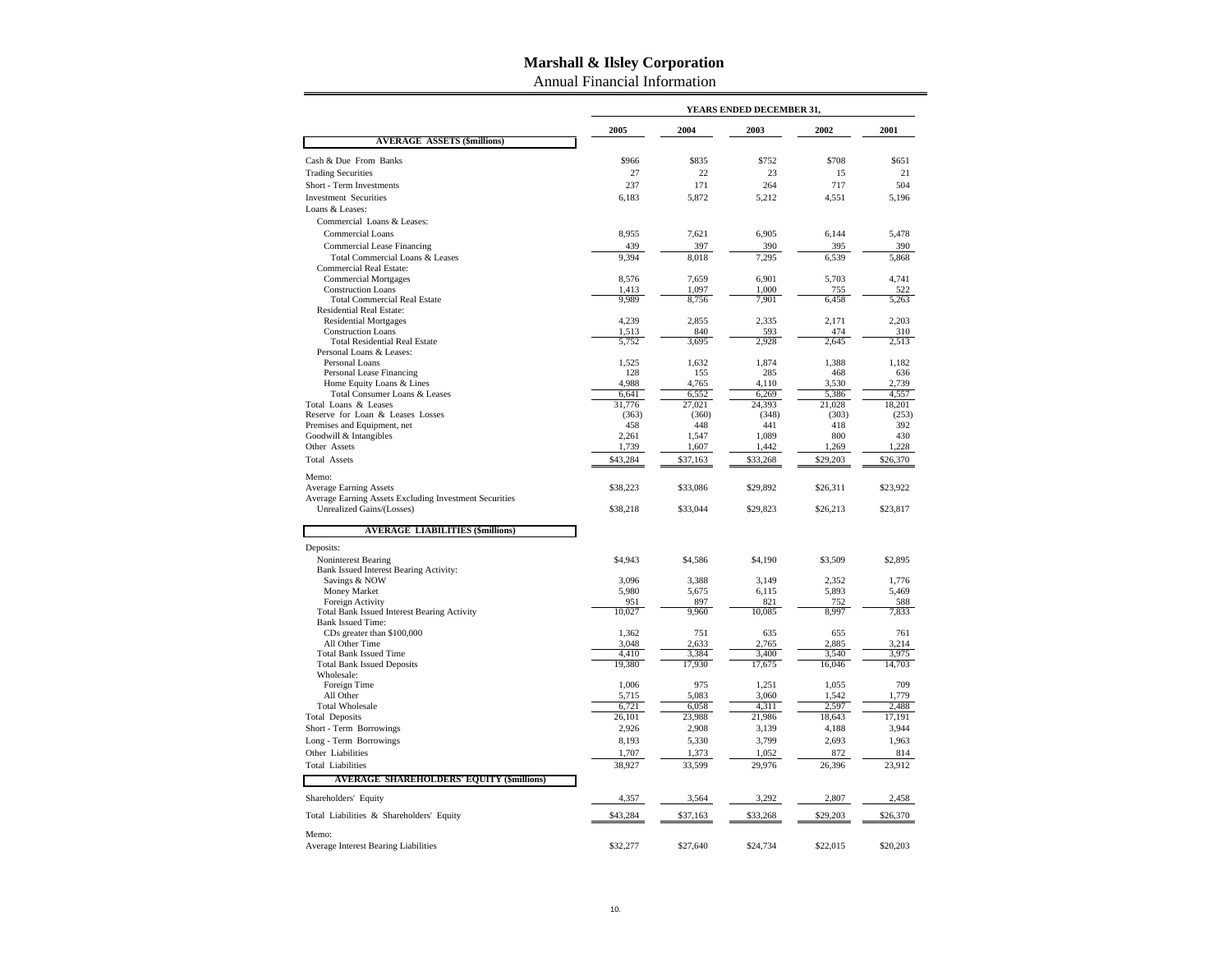# Marshall & Ilsley Corporation

Annual Financial Information

| | YEARS ENDED DECEMBER 31, | | | | |
|---|---|---|---|---|---|
| | 2005 | 2004 | 2003 | 2002 | 2001 |
| **AVERAGE ASSETS ($millions)** | | | | | |
| Cash & Due From Banks | $966 | $835 | $752 | $708 | $651 |
| Trading Securities | 27 | 22 | 23 | 15 | 21 |
| Short - Term Investments | 237 | 171 | 264 | 717 | 504 |
| Investment Securities | 6,183 | 5,872 | 5,212 | 4,551 | 5,196 |
| Loans & Leases: | | | | | |
| Commercial Loans & Leases: | | | | | |
| Commercial Loans | 8,955 | 7,621 | 6,905 | 6,144 | 5,478 |
| Commercial Lease Financing | 439 | 397 | 390 | 395 | 390 |
| Total Commercial Loans & Leases | 9,394 | 8,018 | 7,295 | 6,539 | 5,868 |
| Commercial Real Estate: | | | | | |
| Commercial Mortgages | 8,576 | 7,659 | 6,901 | 5,703 | 4,741 |
| Construction Loans | 1,413 | 1,097 | 1,000 | 755 | 522 |
| Total Commercial Real Estate | 9,989 | 8,756 | 7,901 | 6,458 | 5,263 |
| Residential Real Estate: | | | | | |
| Residential Mortgages | 4,239 | 2,855 | 2,335 | 2,171 | 2,203 |
| Construction Loans | 1,513 | 840 | 593 | 474 | 310 |
| Total Residential Real Estate | 5,752 | 3,695 | 2,928 | 2,645 | 2,513 |
| Personal Loans & Leases: | | | | | |
| Personal Loans | 1,525 | 1,632 | 1,874 | 1,388 | 1,182 |
| Personal Lease Financing | 128 | 155 | 285 | 468 | 636 |
| Home Equity Loans & Lines | 4,988 | 4,765 | 4,110 | 3,530 | 2,739 |
| Total Consumer Loans & Leases | 6,641 | 6,552 | 6,269 | 5,386 | 4,557 |
| Total Loans & Leases | 31,776 | 27,021 | 24,393 | 21,028 | 18,201 |
| Reserve for Loan & Leases Losses | (363) | (360) | (348) | (303) | (253) |
| Premises and Equipment, net | 458 | 448 | 441 | 418 | 392 |
| Goodwill & Intangibles | 2,261 | 1,547 | 1,089 | 800 | 430 |
| Other Assets | 1,739 | 1,607 | 1,442 | 1,269 | 1,228 |
| Total Assets | $43,284 | $37,163 | $33,268 | $29,203 | $26,370 |
| Memo: | | | | | |
| Average Earning Assets | $38,223 | $33,086 | $29,892 | $26,311 | $23,922 |
| Average Earning Assets Excluding Investment Securities Unrealized Gains/(Losses) | $38,218 | $33,044 | $29,823 | $26,213 | $23,817 |
| **AVERAGE LIABILITIES ($millions)** | | | | | |
| Deposits: | | | | | |
| Noninterest Bearing | $4,943 | $4,586 | $4,190 | $3,509 | $2,895 |
| Bank Issued Interest Bearing Activity: | | | | | |
| Savings & NOW | 3,096 | 3,388 | 3,149 | 2,352 | 1,776 |
| Money Market | 5,980 | 5,675 | 6,115 | 5,893 | 5,469 |
| Foreign Activity | 951 | 897 | 821 | 752 | 588 |
| Total Bank Issued Interest Bearing Activity | 10,027 | 9,960 | 10,085 | 8,997 | 7,833 |
| Bank Issued Time: | | | | | |
| CDs greater than $100,000 | 1,362 | 751 | 635 | 655 | 761 |
| All Other Time | 3,048 | 2,633 | 2,765 | 2,885 | 3,214 |
| Total Bank Issued Time | 4,410 | 3,384 | 3,400 | 3,540 | 3,975 |
| Total Bank Issued Deposits | 19,380 | 17,930 | 17,675 | 16,046 | 14,703 |
| Wholesale: | | | | | |
| Foreign Time | 1,006 | 975 | 1,251 | 1,055 | 709 |
| All Other | 5,715 | 5,083 | 3,060 | 1,542 | 1,779 |
| Total Wholesale | 6,721 | 6,058 | 4,311 | 2,597 | 2,488 |
| Total Deposits | 26,101 | 23,988 | 21,986 | 18,643 | 17,191 |
| Short - Term Borrowings | 2,926 | 2,908 | 3,139 | 4,188 | 3,944 |
| Long - Term Borrowings | 8,193 | 5,330 | 3,799 | 2,693 | 1,963 |
| Other Liabilities | 1,707 | 1,373 | 1,052 | 872 | 814 |
| Total Liabilities | 38,927 | 33,599 | 29,976 | 26,396 | 23,912 |
| **AVERAGE SHAREHOLDERS' EQUITY ($millions)** | | | | | |
| Shareholders' Equity | 4,357 | 3,564 | 3,292 | 2,807 | 2,458 |
| Total Liabilities & Shareholders' Equity | $43,284 | $37,163 | $33,268 | $29,203 | $26,370 |
| Memo: | | | | | |
| Average Interest Bearing Liabilities | $32,277 | $27,640 | $24,734 | $22,015 | $20,203 |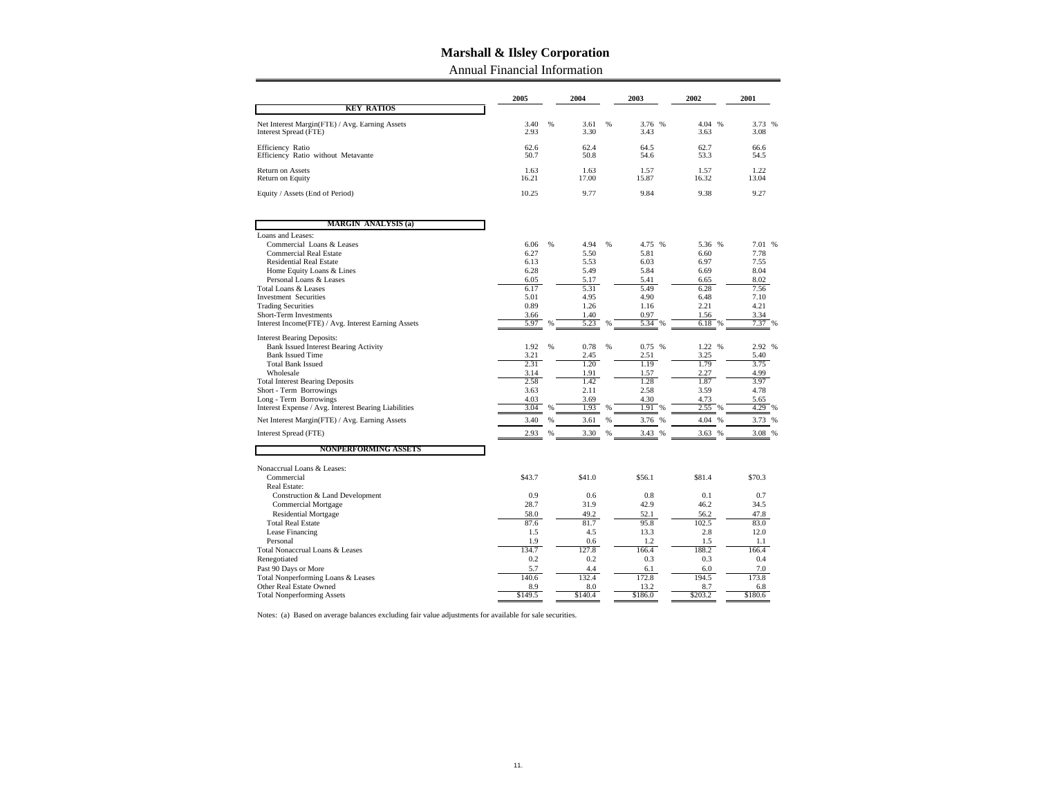# Marshall & Ilsley Corporation

## Annual Financial Information

| | 2005 | 2004 | 2003 | 2002 | 2001 |
|---|---|---|---|---|---|
| **KEY RATIOS** | | | | | |
| Net Interest Margin(FTE) / Avg. Earning Assets | 3.40 % | 3.61 % | 3.76 % | 4.04 % | 3.73 % |
| Interest Spread (FTE) | 2.93 | 3.30 | 3.43 | 3.63 | 3.08 |
| Efficiency Ratio | 62.6 | 62.4 | 64.5 | 62.7 | 66.6 |
| Efficiency Ratio without Metavante | 50.7 | 50.8 | 54.6 | 53.3 | 54.5 |
| Return on Assets | 1.63 | 1.63 | 1.57 | 1.57 | 1.22 |
| Return on Equity | 16.21 | 17.00 | 15.87 | 16.32 | 13.04 |
| Equity / Assets (End of Period) | 10.25 | 9.77 | 9.84 | 9.38 | 9.27 |
| **MARGIN ANALYSIS (a)** | | | | | |
| Loans and Leases: | | | | | |
| Commercial Loans & Leases | 6.06 % | 4.94 % | 4.75 % | 5.36 % | 7.01 % |
| Commercial Real Estate | 6.27 | 5.50 | 5.81 | 6.60 | 7.78 |
| Residential Real Estate | 6.13 | 5.53 | 6.03 | 6.97 | 7.55 |
| Home Equity Loans & Lines | 6.28 | 5.49 | 5.84 | 6.69 | 8.04 |
| Personal Loans & Leases | 6.05 | 5.17 | 5.41 | 6.65 | 8.02 |
| Total Loans & Leases | 6.17 | 5.31 | 5.49 | 6.28 | 7.56 |
| Investment Securities | 5.01 | 4.95 | 4.90 | 6.48 | 7.10 |
| Trading Securities | 0.89 | 1.26 | 1.16 | 2.21 | 4.21 |
| Short-Term Investments | 3.66 | 1.40 | 0.97 | 1.56 | 3.34 |
| Interest Income(FTE) / Avg. Interest Earning Assets | 5.97 % | 5.23 % | 5.34 % | 6.18 % | 7.37 % |
| Interest Bearing Deposits: | | | | | |
| Bank Issued Interest Bearing Activity | 1.92 % | 0.78 % | 0.75 % | 1.22 % | 2.92 % |
| Bank Issued Time | 3.21 | 2.45 | 2.51 | 3.25 | 5.40 |
| Total Bank Issued | 2.31 | 1.20 | 1.19 | 1.79 | 3.75 |
| Wholesale | 3.14 | 1.91 | 1.57 | 2.27 | 4.99 |
| Total Interest Bearing Deposits | 2.58 | 1.42 | 1.28 | 1.87 | 3.97 |
| Short - Term Borrowings | 3.63 | 2.11 | 2.58 | 3.59 | 4.78 |
| Long - Term Borrowings | 4.03 | 3.69 | 4.30 | 4.73 | 5.65 |
| Interest Expense / Avg. Interest Bearing Liabilities | 3.04 % | 1.93 % | 1.91 % | 2.55 % | 4.29 % |
| Net Interest Margin(FTE) / Avg. Earning Assets | 3.40 % | 3.61 % | 3.76 % | 4.04 % | 3.73 % |
| Interest Spread (FTE) | 2.93 % | 3.30 % | 3.43 % | 3.63 % | 3.08 % |
| **NONPERFORMING ASSETS** | | | | | |
| Nonaccrual Loans & Leases: | | | | | |
| Commercial | $43.7 | $41.0 | $56.1 | $81.4 | $70.3 |
| Real Estate: | | | | | |
| Construction & Land Development | 0.9 | 0.6 | 0.8 | 0.1 | 0.7 |
| Commercial Mortgage | 28.7 | 31.9 | 42.9 | 46.2 | 34.5 |
| Residential Mortgage | 58.0 | 49.2 | 52.1 | 56.2 | 47.8 |
| Total Real Estate | 87.6 | 81.7 | 95.8 | 102.5 | 83.0 |
| Lease Financing | 1.5 | 4.5 | 13.3 | 2.8 | 12.0 |
| Personal | 1.9 | 0.6 | 1.2 | 1.5 | 1.1 |
| Total Nonaccrual Loans & Leases | 134.7 | 127.8 | 166.4 | 188.2 | 166.4 |
| Renegotiated | 0.2 | 0.2 | 0.3 | 0.3 | 0.4 |
| Past 90 Days or More | 5.7 | 4.4 | 6.1 | 6.0 | 7.0 |
| Total Nonperforming Loans & Leases | 140.6 | 132.4 | 172.8 | 194.5 | 173.8 |
| Other Real Estate Owned | 8.9 | 8.0 | 13.2 | 8.7 | 6.8 |
| Total Nonperforming Assets | $149.5 | $140.4 | $186.0 | $203.2 | $180.6 |

Notes: (a) Based on average balances excluding fair value adjustments for available for sale securities.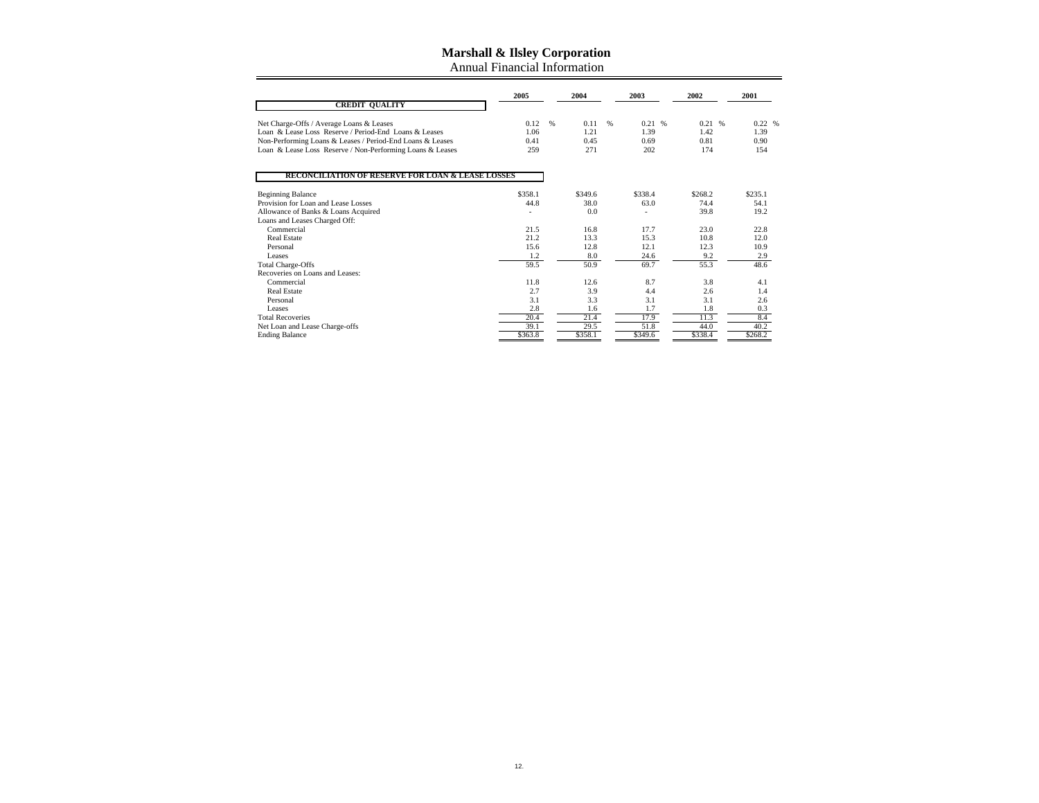# Marshall & Ilsley Corporation

## Annual Financial Information

| | 2005 | 2004 | 2003 | 2002 | 2001 |
|---|---|---|---|---|---|
| **CREDIT QUALITY** | | | | | |
| Net Charge-Offs / Average Loans & Leases | 0.12 % | 0.11 % | 0.21 % | 0.21 % | 0.22 % |
| Loan & Lease Loss Reserve / Period-End Loans & Leases | 1.06 | 1.21 | 1.39 | 1.42 | 1.39 |
| Non-Performing Loans & Leases / Period-End Loans & Leases | 0.41 | 0.45 | 0.69 | 0.81 | 0.90 |
| Loan & Lease Loss Reserve / Non-Performing Loans & Leases | 259 | 271 | 202 | 174 | 154 |
| **RECONCILIATION OF RESERVE FOR LOAN & LEASE LOSSES** | | | | | |
| Beginning Balance | $358.1 | $349.6 | $338.4 | $268.2 | $235.1 |
| Provision for Loan and Lease Losses | 44.8 | 38.0 | 63.0 | 74.4 | 54.1 |
| Allowance of Banks & Loans Acquired | - | 0.0 | - | 39.8 | 19.2 |
| Loans and Leases Charged Off: | | | | | |
| Commercial | 21.5 | 16.8 | 17.7 | 23.0 | 22.8 |
| Real Estate | 21.2 | 13.3 | 15.3 | 10.8 | 12.0 |
| Personal | 15.6 | 12.8 | 12.1 | 12.3 | 10.9 |
| Leases | 1.2 | 8.0 | 24.6 | 9.2 | 2.9 |
| Total Charge-Offs | 59.5 | 50.9 | 69.7 | 55.3 | 48.6 |
| Recoveries on Loans and Leases: | | | | | |
| Commercial | 11.8 | 12.6 | 8.7 | 3.8 | 4.1 |
| Real Estate | 2.7 | 3.9 | 4.4 | 2.6 | 1.4 |
| Personal | 3.1 | 3.3 | 3.1 | 3.1 | 2.6 |
| Leases | 2.8 | 1.6 | 1.7 | 1.8 | 0.3 |
| Total Recoveries | 20.4 | 21.4 | 17.9 | 11.3 | 8.4 |
| Net Loan and Lease Charge-offs | 39.1 | 29.5 | 51.8 | 44.0 | 40.2 |
| Ending Balance | $363.8 | $358.1 | $349.6 | $338.4 | $268.2 |